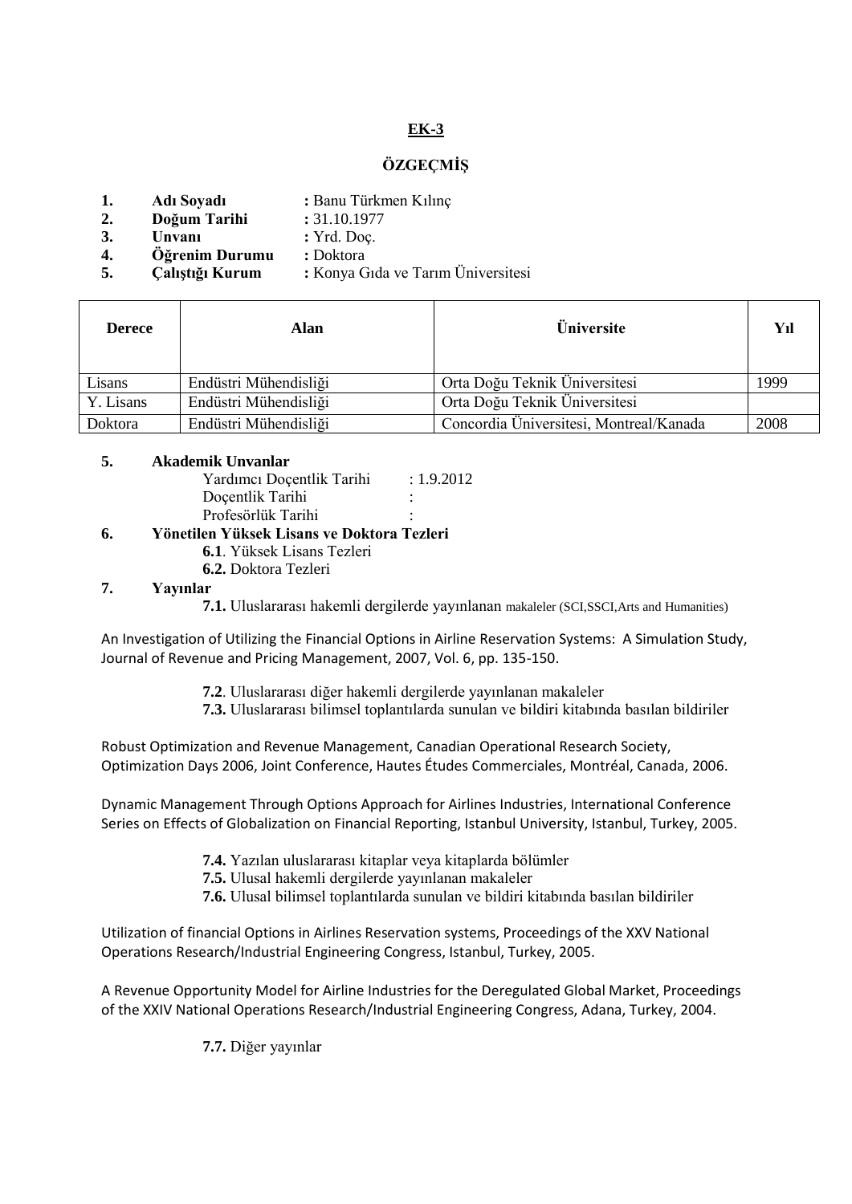**EK-3**

# ÖZGEÇMİŞ

1. **Adı Soyadı** : Banu Türkmen Kılınç
2. **Doğum Tarihi** : 31.10.1977
3. **Unvanı** : Yrd. Doç.
4. **Öğrenim Durumu** : Doktora
5. **Çalıştığı Kurum** : Konya Gıda ve Tarım Üniversitesi

| Derece | Alan | Üniversite | Yıl |
|---|---|---|---|
| Lisans | Endüstri Mühendisliği | Orta Doğu Teknik Üniversitesi | 1999 |
| Y. Lisans | Endüstri Mühendisliği | Orta Doğu Teknik Üniversitesi | |
| Doktora | Endüstri Mühendisliği | Concordia Üniversitesi, Montreal/Kanada | 2008 |

**5. Akademik Unvanlar**

Yardımcı Doçentlik Tarihi : 1.9.2012
Doçentlik Tarihi :
Profesörlük Tarihi :

**6. Yönetilen Yüksek Lisans ve Doktora Tezleri**

**6.1**. Yüksek Lisans Tezleri
**6.2.** Doktora Tezleri

**7. Yayınlar**

**7.1.** Uluslararası hakemli dergilerde yayınlanan makaleler (SCI,SSCI,Arts and Humanities)

An Investigation of Utilizing the Financial Options in Airline Reservation Systems: A Simulation Study, Journal of Revenue and Pricing Management, 2007, Vol. 6, pp. 135-150.

**7.2**. Uluslararası diğer hakemli dergilerde yayınlanan makaleler
**7.3.** Uluslararası bilimsel toplantılarda sunulan ve bildiri kitabında basılan bildiriler

Robust Optimization and Revenue Management, Canadian Operational Research Society, Optimization Days 2006, Joint Conference, Hautes Études Commerciales, Montréal, Canada, 2006.

Dynamic Management Through Options Approach for Airlines Industries, International Conference Series on Effects of Globalization on Financial Reporting, Istanbul University, Istanbul, Turkey, 2005.

**7.4.** Yazılan uluslararası kitaplar veya kitaplarda bölümler
**7.5.** Ulusal hakemli dergilerde yayınlanan makaleler
**7.6.** Ulusal bilimsel toplantılarda sunulan ve bildiri kitabında basılan bildiriler

Utilization of financial Options in Airlines Reservation systems, Proceedings of the XXV National Operations Research/Industrial Engineering Congress, Istanbul, Turkey, 2005.

A Revenue Opportunity Model for Airline Industries for the Deregulated Global Market, Proceedings of the XXIV National Operations Research/Industrial Engineering Congress, Adana, Turkey, 2004.

**7.7.** Diğer yayınlar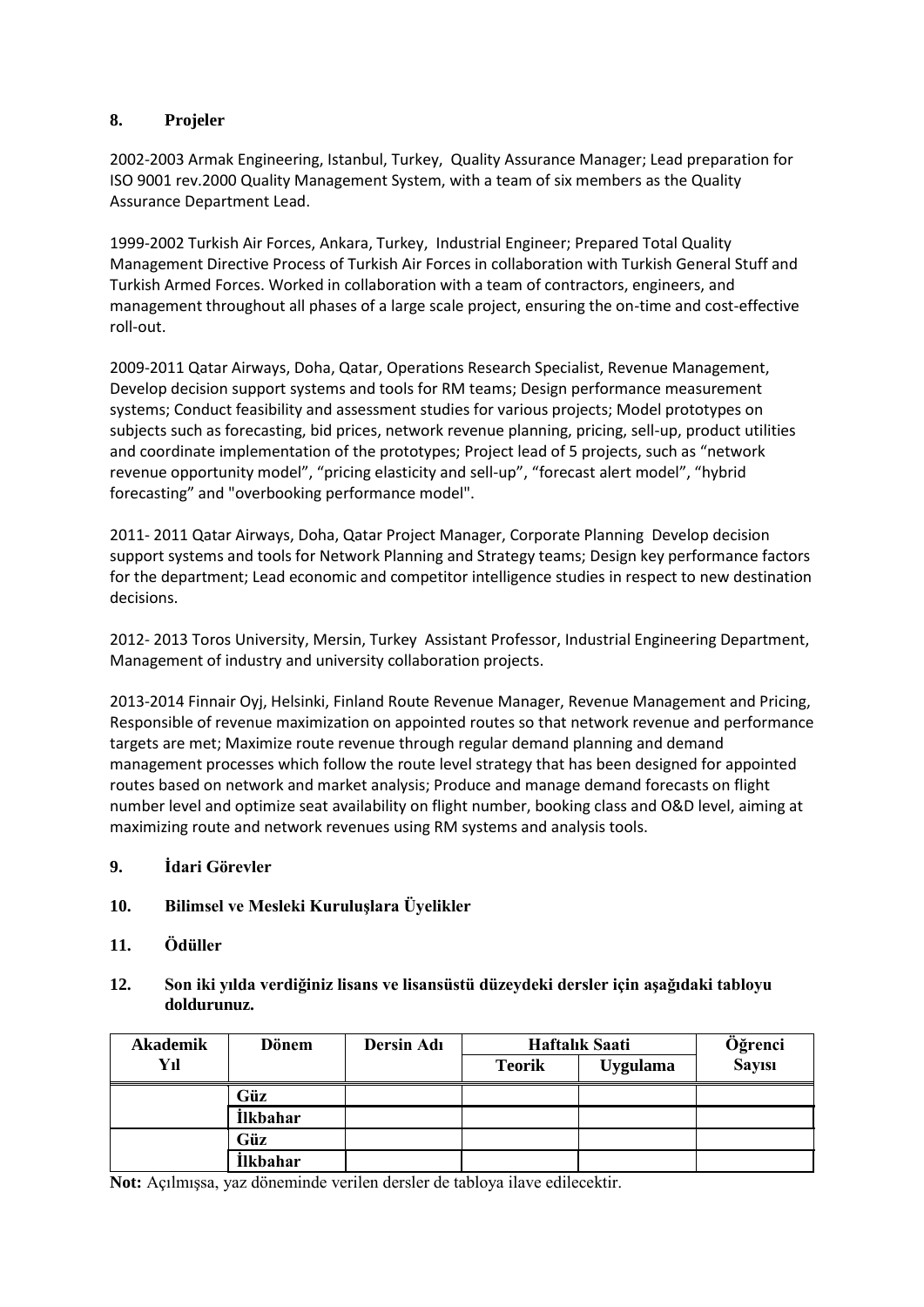## 8. Projeler

2002-2003 Armak Engineering, Istanbul, Turkey, Quality Assurance Manager; Lead preparation for ISO 9001 rev.2000 Quality Management System, with a team of six members as the Quality Assurance Department Lead.

1999-2002 Turkish Air Forces, Ankara, Turkey, Industrial Engineer; Prepared Total Quality Management Directive Process of Turkish Air Forces in collaboration with Turkish General Stuff and Turkish Armed Forces. Worked in collaboration with a team of contractors, engineers, and management throughout all phases of a large scale project, ensuring the on-time and cost-effective roll-out.

2009-2011 Qatar Airways, Doha, Qatar, Operations Research Specialist, Revenue Management, Develop decision support systems and tools for RM teams; Design performance measurement systems; Conduct feasibility and assessment studies for various projects; Model prototypes on subjects such as forecasting, bid prices, network revenue planning, pricing, sell-up, product utilities and coordinate implementation of the prototypes; Project lead of 5 projects, such as "network revenue opportunity model", "pricing elasticity and sell-up", "forecast alert model", "hybrid forecasting" and "overbooking performance model".

2011- 2011 Qatar Airways, Doha, Qatar Project Manager, Corporate Planning Develop decision support systems and tools for Network Planning and Strategy teams; Design key performance factors for the department; Lead economic and competitor intelligence studies in respect to new destination decisions.

2012- 2013 Toros University, Mersin, Turkey Assistant Professor, Industrial Engineering Department, Management of industry and university collaboration projects.

2013-2014 Finnair Oyj, Helsinki, Finland Route Revenue Manager, Revenue Management and Pricing, Responsible of revenue maximization on appointed routes so that network revenue and performance targets are met; Maximize route revenue through regular demand planning and demand management processes which follow the route level strategy that has been designed for appointed routes based on network and market analysis; Produce and manage demand forecasts on flight number level and optimize seat availability on flight number, booking class and O&D level, aiming at maximizing route and network revenues using RM systems and analysis tools.

## 9. İdari Görevler

## 10. Bilimsel ve Mesleki Kuruluşlara Üyelikler

## 11. Ödüller

## 12. Son iki yılda verdiğiniz lisans ve lisansüstü düzeydeki dersler için aşağıdaki tabloyu doldurunuz.

| Akademik Yıl | Dönem | Dersin Adı | Haftalık Saati | | Öğrenci Sayısı |
|---|---|---|---|---|---|
| | | | Teorik | Uygulama | |
| | Güz | | | | |
| | İlkbahar | | | | |
| | Güz | | | | |
| | İlkbahar | | | | |

**Not:** Açılmışsa, yaz döneminde verilen dersler de tabloya ilave edilecektir.